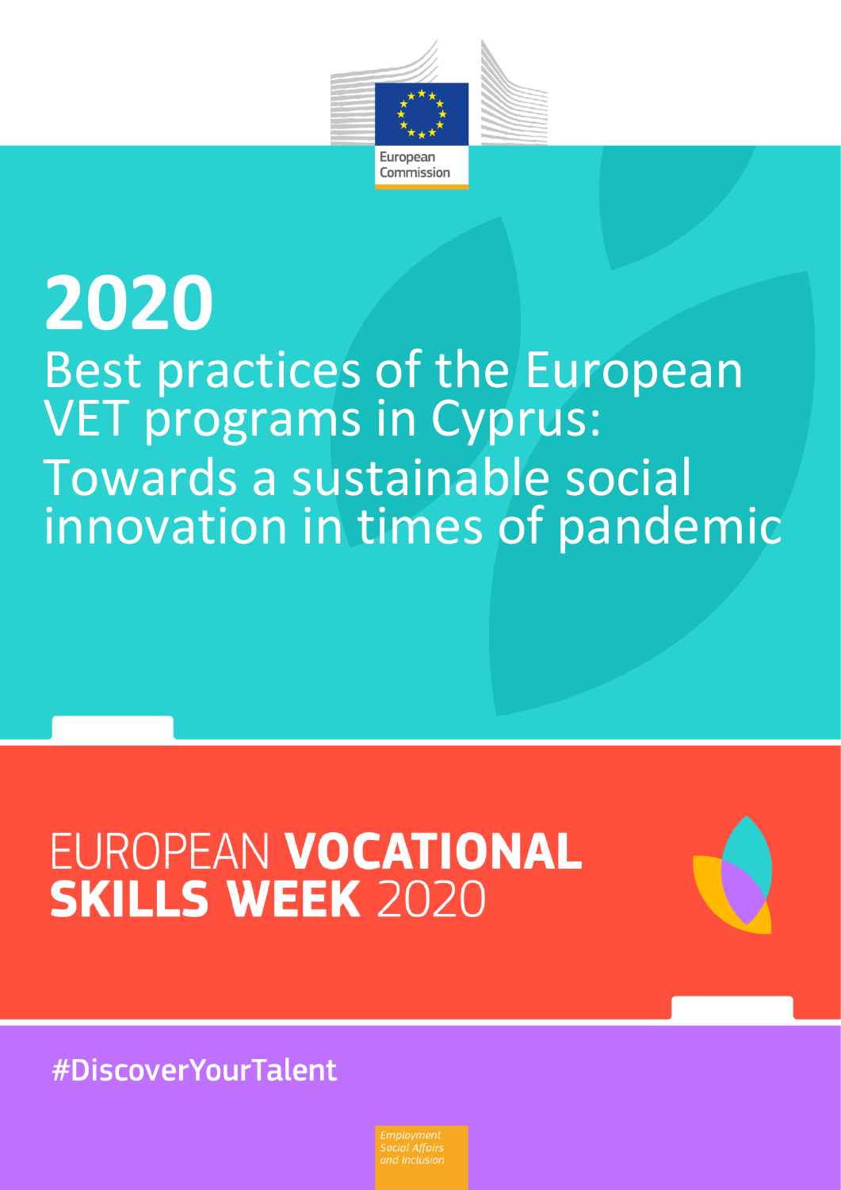European Commission

# 2020

## Best practices of the European VET programs in Cyprus: Towards a sustainable social innovation in times of pandemic

EUROPEAN **VOCATIONAL SKILLS WEEK** 2020

#DiscoverYourTalent

*Employment Social Affairs and Inclusion*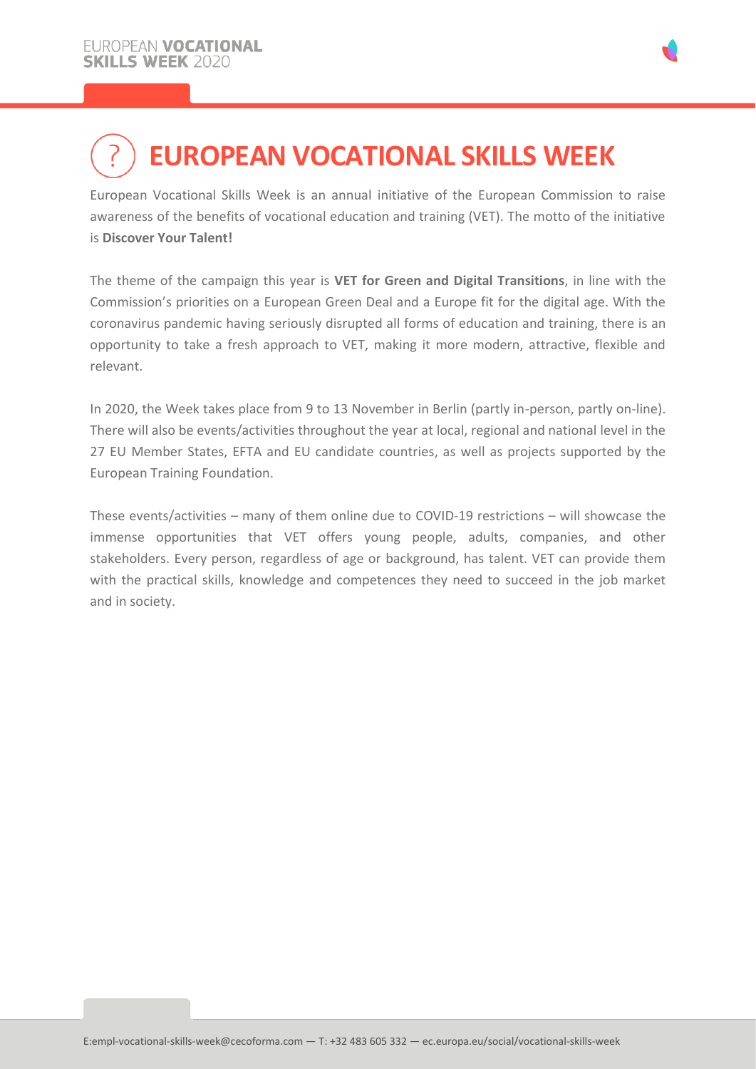# EUROPEAN VOCATIONAL SKILLS WEEK

European Vocational Skills Week is an annual initiative of the European Commission to raise awareness of the benefits of vocational education and training (VET). The motto of the initiative is **Discover Your Talent!**

The theme of the campaign this year is **VET for Green and Digital Transitions**, in line with the Commission's priorities on a European Green Deal and a Europe fit for the digital age. With the coronavirus pandemic having seriously disrupted all forms of education and training, there is an opportunity to take a fresh approach to VET, making it more modern, attractive, flexible and relevant.

In 2020, the Week takes place from 9 to 13 November in Berlin (partly in-person, partly on-line). There will also be events/activities throughout the year at local, regional and national level in the 27 EU Member States, EFTA and EU candidate countries, as well as projects supported by the European Training Foundation.

These events/activities – many of them online due to COVID-19 restrictions – will showcase the immense opportunities that VET offers young people, adults, companies, and other stakeholders. Every person, regardless of age or background, has talent. VET can provide them with the practical skills, knowledge and competences they need to succeed in the job market and in society.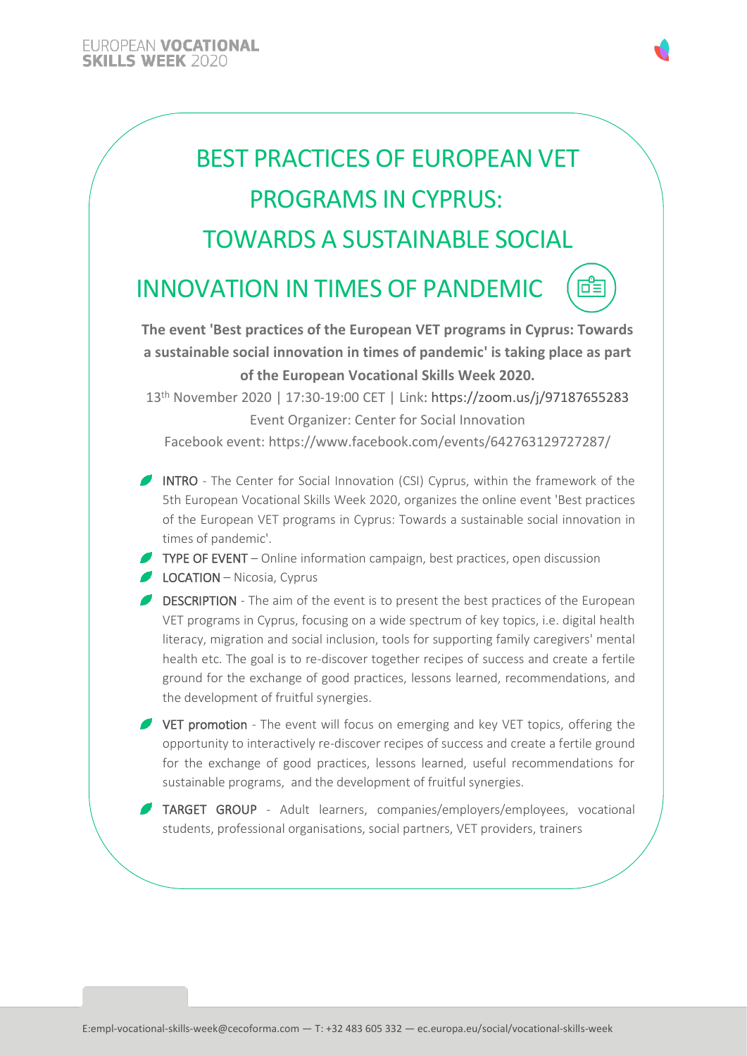# BEST PRACTICES OF EUROPEAN VET PROGRAMS IN CYPRUS: TOWARDS A SUSTAINABLE SOCIAL INNOVATION IN TIMES OF PANDEMIC

**The event 'Best practices of the European VET programs in Cyprus: Towards a sustainable social innovation in times of pandemic' is taking place as part of the European Vocational Skills Week 2020.**

13th November 2020 | 17:30-19:00 CET | Link: https://zoom.us/j/97187655283

Event Organizer: Center for Social Innovation

Facebook event: https://www.facebook.com/events/642763129727287/

- INTRO - The Center for Social Innovation (CSI) Cyprus, within the framework of the 5th European Vocational Skills Week 2020, organizes the online event 'Best practices of the European VET programs in Cyprus: Towards a sustainable social innovation in times of pandemic'.
- TYPE OF EVENT – Online information campaign, best practices, open discussion
- LOCATION – Nicosia, Cyprus
- DESCRIPTION - The aim of the event is to present the best practices of the European VET programs in Cyprus, focusing on a wide spectrum of key topics, i.e. digital health literacy, migration and social inclusion, tools for supporting family caregivers' mental health etc. The goal is to re-discover together recipes of success and create a fertile ground for the exchange of good practices, lessons learned, recommendations, and the development of fruitful synergies.
- VET promotion - The event will focus on emerging and key VET topics, offering the opportunity to interactively re-discover recipes of success and create a fertile ground for the exchange of good practices, lessons learned, useful recommendations for sustainable programs, and the development of fruitful synergies.
- TARGET GROUP - Adult learners, companies/employers/employees, vocational students, professional organisations, social partners, VET providers, trainers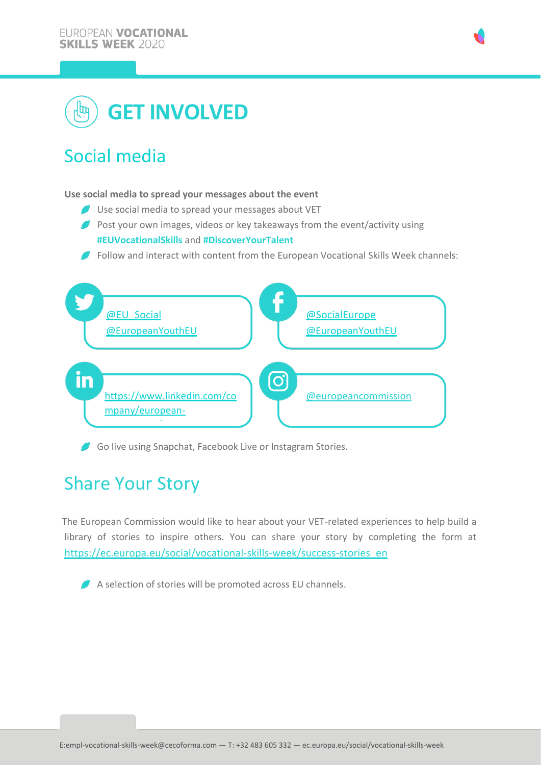# GET INVOLVED

## Social media

**Use social media to spread your messages about the event**

- Use social media to spread your messages about VET
- Post your own images, videos or key takeaways from the event/activity using **#EUVocationalSkills** and **#DiscoverYourTalent**
- Follow and interact with content from the European Vocational Skills Week channels:

Twitter: @EU_Social, @EuropeanYouthEU

Facebook: @SocialEurope, @EuropeanYouthEU

LinkedIn: https://www.linkedin.com/company/european-

Instagram: @europeancommission

- Go live using Snapchat, Facebook Live or Instagram Stories.

## Share Your Story

The European Commission would like to hear about your VET-related experiences to help build a library of stories to inspire others. You can share your story by completing the form at https://ec.europa.eu/social/vocational-skills-week/success-stories_en

- A selection of stories will be promoted across EU channels.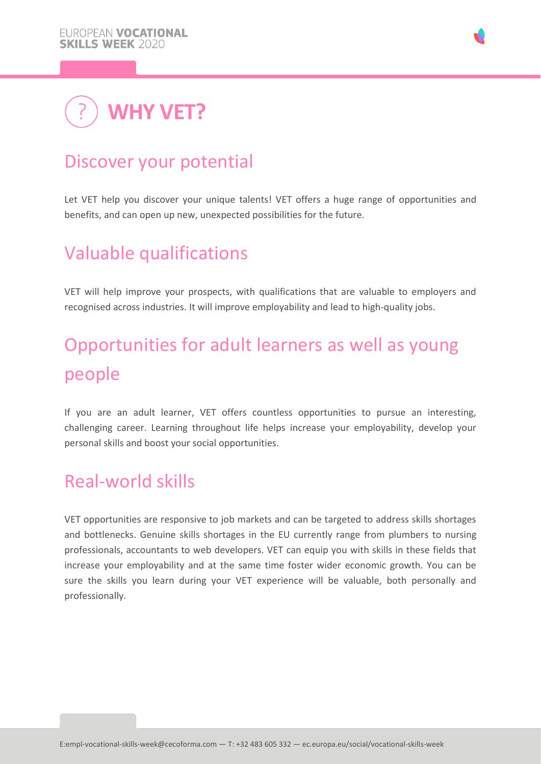# WHY VET?

## Discover your potential

Let VET help you discover your unique talents! VET offers a huge range of opportunities and benefits, and can open up new, unexpected possibilities for the future.

## Valuable qualifications

VET will help improve your prospects, with qualifications that are valuable to employers and recognised across industries. It will improve employability and lead to high-quality jobs.

## Opportunities for adult learners as well as young people

If you are an adult learner, VET offers countless opportunities to pursue an interesting, challenging career. Learning throughout life helps increase your employability, develop your personal skills and boost your social opportunities.

## Real-world skills

VET opportunities are responsive to job markets and can be targeted to address skills shortages and bottlenecks. Genuine skills shortages in the EU currently range from plumbers to nursing professionals, accountants to web developers. VET can equip you with skills in these fields that increase your employability and at the same time foster wider economic growth. You can be sure the skills you learn during your VET experience will be valuable, both personally and professionally.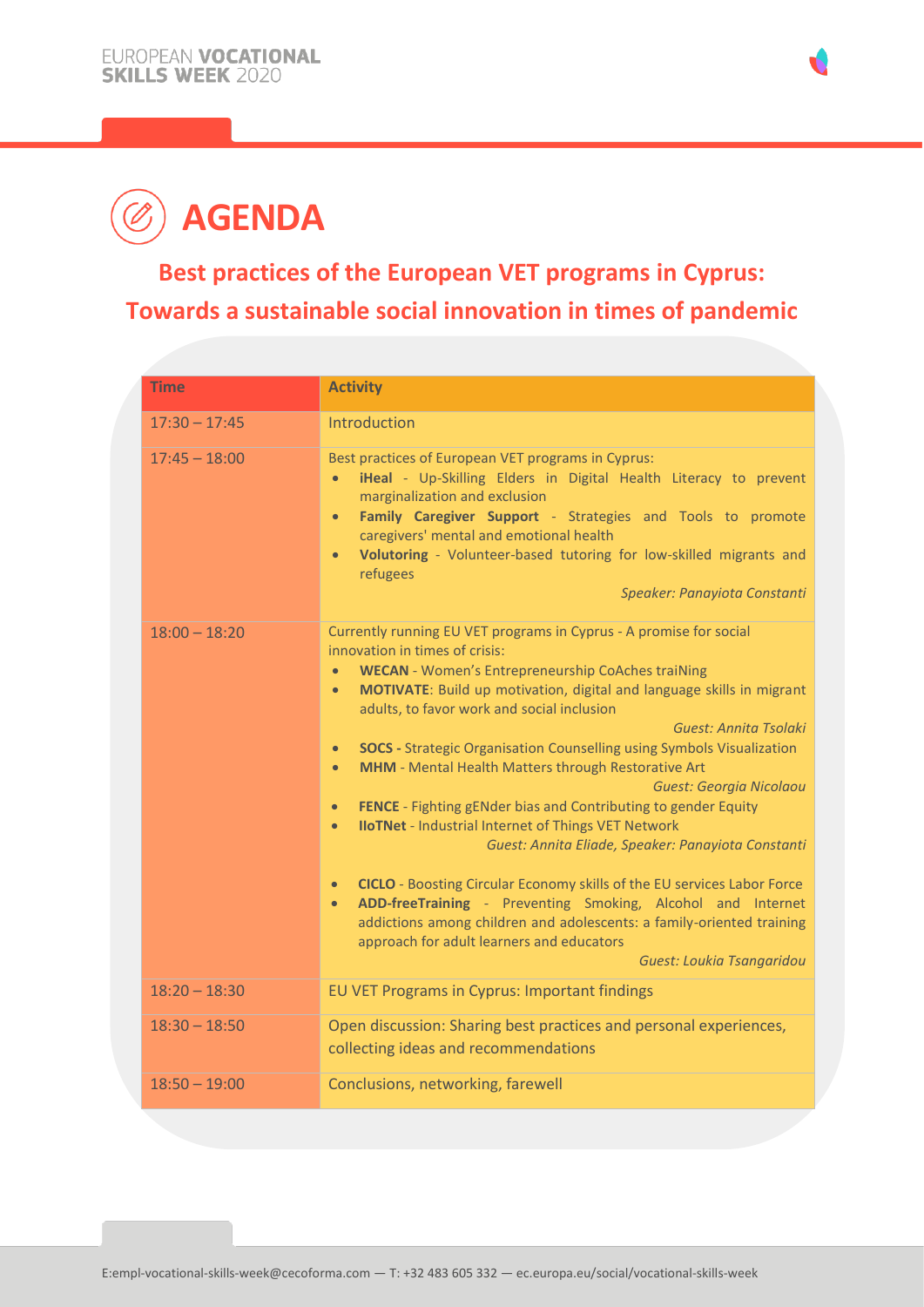# AGENDA

## Best practices of the European VET programs in Cyprus: Towards a sustainable social innovation in times of pandemic

| Time | Activity |
|---|---|
| 17:30 – 17:45 | Introduction |
| 17:45 – 18:00 | Best practices of European VET programs in Cyprus:<br>• **iHeal** - Up-Skilling Elders in Digital Health Literacy to prevent marginalization and exclusion<br>• **Family Caregiver Support** - Strategies and Tools to promote caregivers' mental and emotional health<br>• **Volutoring** - Volunteer-based tutoring for low-skilled migrants and refugees<br>*Speaker: Panayiota Constanti* |
| 18:00 – 18:20 | Currently running EU VET programs in Cyprus - A promise for social innovation in times of crisis:<br>• **WECAN** - Women's Entrepreneurship CoAches traiNing<br>• **MOTIVATE**: Build up motivation, digital and language skills in migrant adults, to favor work and social inclusion<br>*Guest: Annita Tsolaki*<br>• **SOCS -** Strategic Organisation Counselling using Symbols Visualization<br>• **MHM** - Mental Health Matters through Restorative Art<br>*Guest: Georgia Nicolaou*<br>• **FENCE** - Fighting gENder bias and Contributing to gender Equity<br>• **IIoTNet** - Industrial Internet of Things VET Network<br>*Guest: Annita Eliade, Speaker: Panayiota Constanti*<br>• **CICLO** - Boosting Circular Economy skills of the EU services Labor Force<br>• **ADD-freeTraining** - Preventing Smoking, Alcohol and Internet addictions among children and adolescents: a family-oriented training approach for adult learners and educators<br>*Guest: Loukia Tsangaridou* |
| 18:20 – 18:30 | EU VET Programs in Cyprus: Important findings |
| 18:30 – 18:50 | Open discussion: Sharing best practices and personal experiences, collecting ideas and recommendations |
| 18:50 – 19:00 | Conclusions, networking, farewell |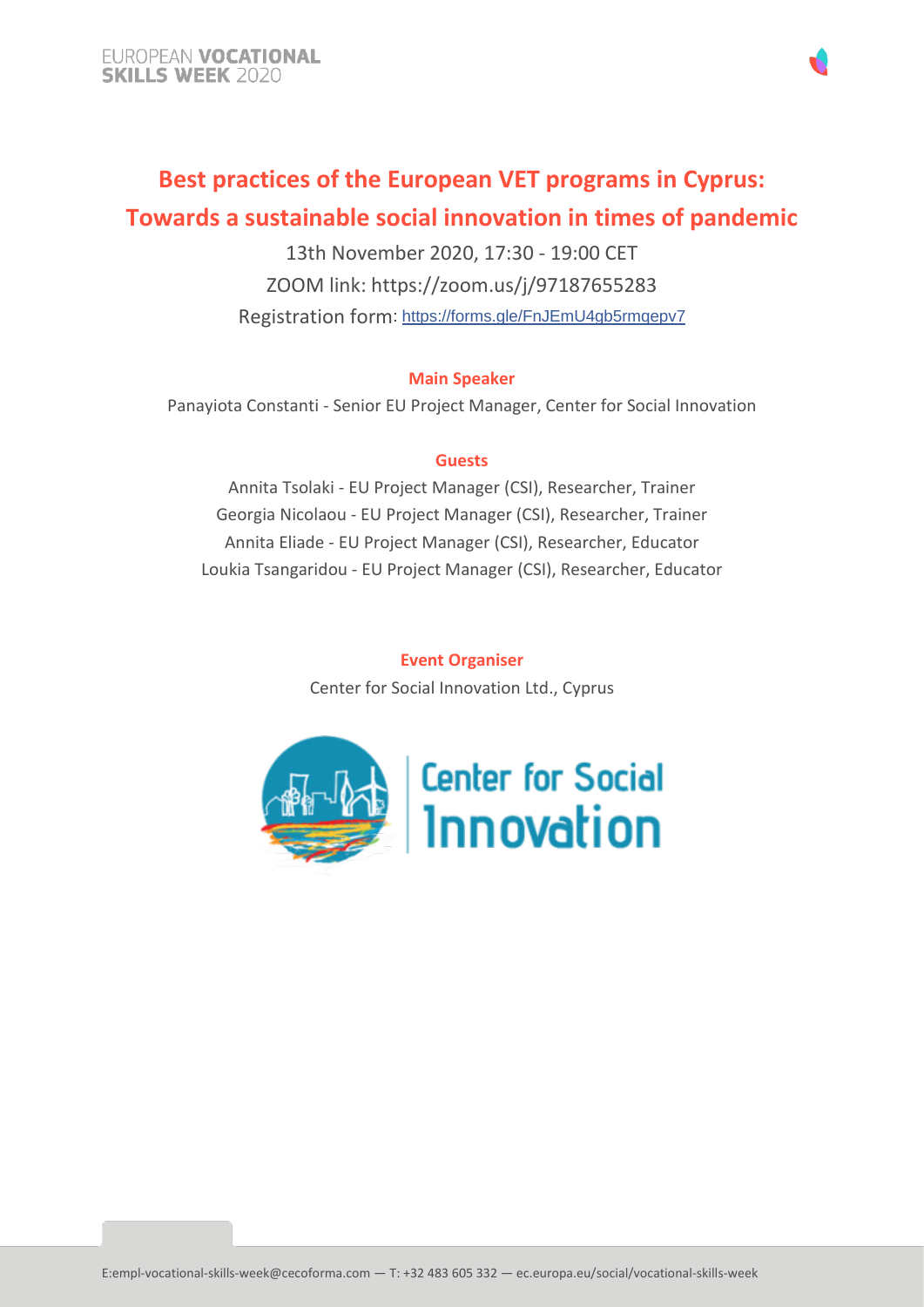# Best practices of the European VET programs in Cyprus: Towards a sustainable social innovation in times of pandemic

13th November 2020, 17:30 - 19:00 CET

ZOOM link: https://zoom.us/j/97187655283

Registration form: https://forms.gle/FnJEmU4gb5rmqepv7

### Main Speaker

Panayiota Constanti - Senior EU Project Manager, Center for Social Innovation

### Guests

Annita Tsolaki - EU Project Manager (CSI), Researcher, Trainer

Georgia Nicolaou - EU Project Manager (CSI), Researcher, Trainer

Annita Eliade - EU Project Manager (CSI), Researcher, Educator

Loukia Tsangaridou - EU Project Manager (CSI), Researcher, Educator

### Event Organiser

Center for Social Innovation Ltd., Cyprus

Center for Social Innovation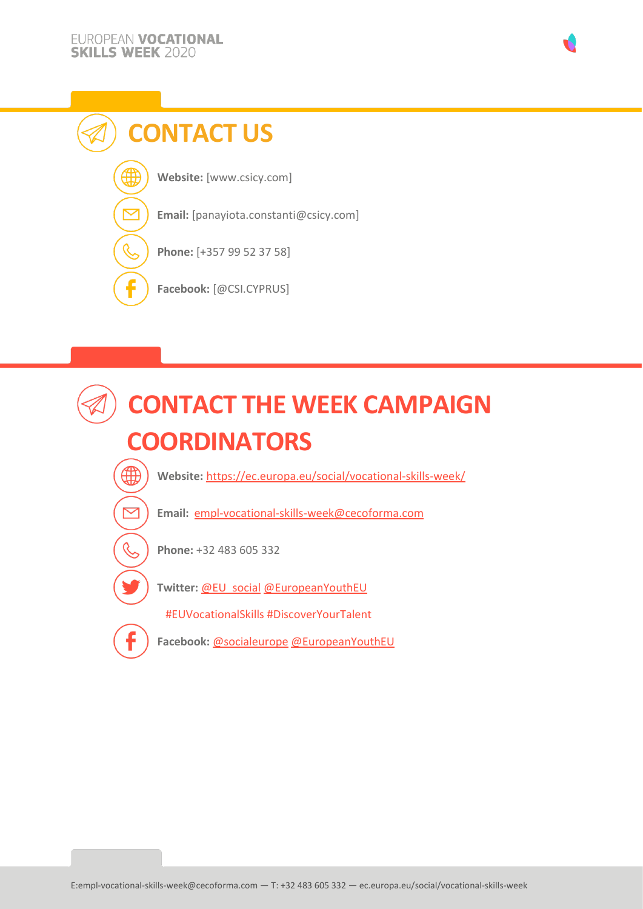## CONTACT US

**Website:** [www.csicy.com]

**Email:** [panayiota.constanti@csicy.com]

**Phone:** [+357 99 52 37 58]

**Facebook:** [@CSI.CYPRUS]

## CONTACT THE WEEK CAMPAIGN COORDINATORS

**Website:** https://ec.europa.eu/social/vocational-skills-week/

**Email:** empl-vocational-skills-week@cecoforma.com

**Phone:** +32 483 605 332

**Twitter:** @EU_social @EuropeanYouthEU

#EUVocationalSkills #DiscoverYourTalent

**Facebook:** @socialeurope @EuropeanYouthEU